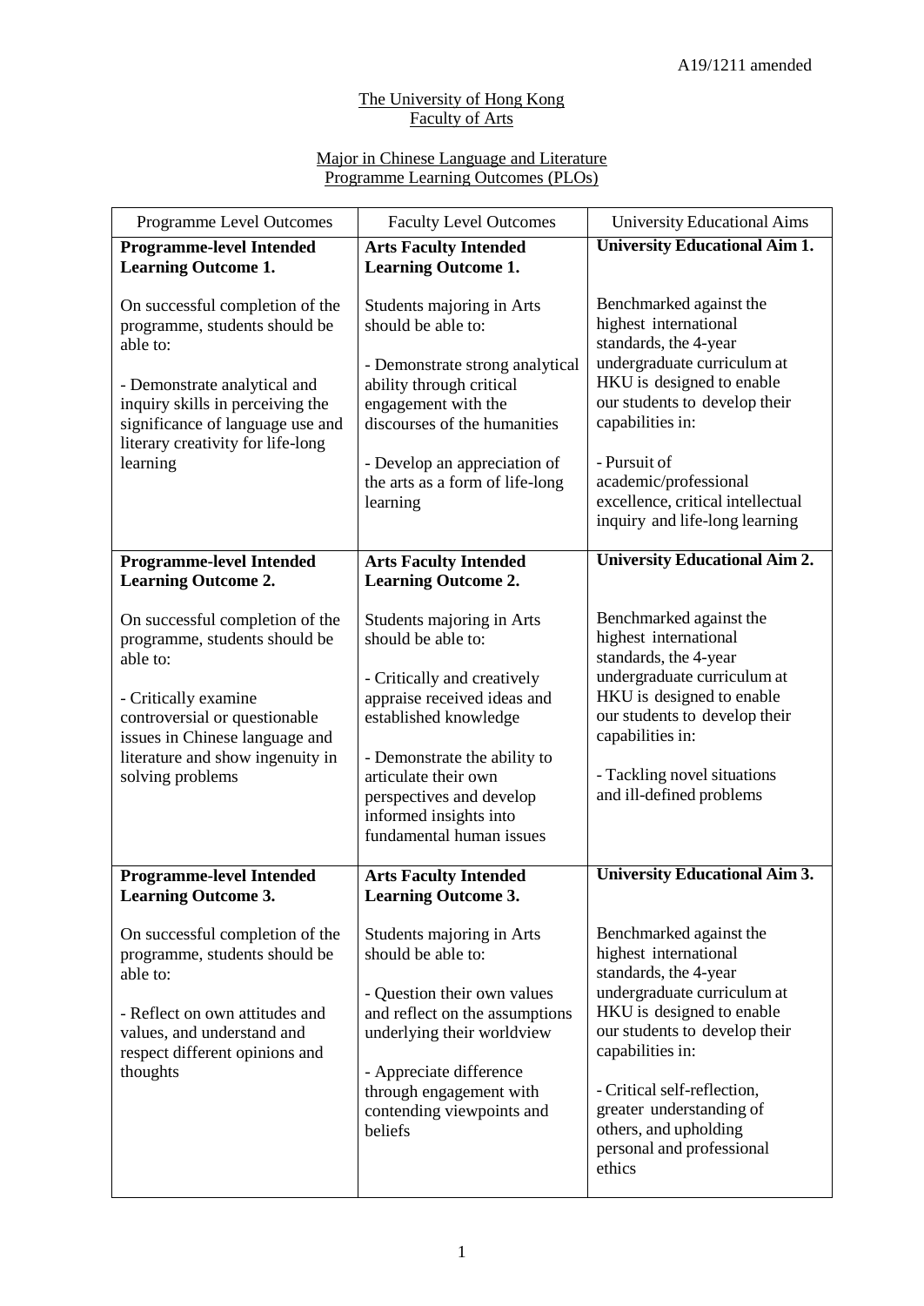A19/1211 amended

The University of Hong Kong
Faculty of Arts

Major in Chinese Language and Literature
Programme Learning Outcomes (PLOs)

| Programme Level Outcomes | Faculty Level Outcomes | University Educational Aims |
|---|---|---|
| **Programme-level Intended Learning Outcome 1.**<br><br>On successful completion of the programme, students should be able to:<br><br>- Demonstrate analytical and inquiry skills in perceiving the significance of language use and literary creativity for life-long learning | **Arts Faculty Intended Learning Outcome 1.**<br><br>Students majoring in Arts should be able to:<br><br>- Demonstrate strong analytical ability through critical engagement with the discourses of the humanities<br><br>- Develop an appreciation of the arts as a form of life-long learning | **University Educational Aim 1.**<br><br>Benchmarked against the highest international standards, the 4-year undergraduate curriculum at HKU is designed to enable our students to develop their capabilities in:<br><br>- Pursuit of academic/professional excellence, critical intellectual inquiry and life-long learning |
| **Programme-level Intended Learning Outcome 2.**<br><br>On successful completion of the programme, students should be able to:<br><br>- Critically examine controversial or questionable issues in Chinese language and literature and show ingenuity in solving problems | **Arts Faculty Intended Learning Outcome 2.**<br><br>Students majoring in Arts should be able to:<br><br>- Critically and creatively appraise received ideas and established knowledge<br><br>- Demonstrate the ability to articulate their own perspectives and develop informed insights into fundamental human issues | **University Educational Aim 2.**<br><br>Benchmarked against the highest international standards, the 4-year undergraduate curriculum at HKU is designed to enable our students to develop their capabilities in:<br><br>- Tackling novel situations and ill-defined problems |
| **Programme-level Intended Learning Outcome 3.**<br><br>On successful completion of the programme, students should be able to:<br><br>- Reflect on own attitudes and values, and understand and respect different opinions and thoughts | **Arts Faculty Intended Learning Outcome 3.**<br><br>Students majoring in Arts should be able to:<br><br>- Question their own values and reflect on the assumptions underlying their worldview<br><br>- Appreciate difference through engagement with contending viewpoints and beliefs | **University Educational Aim 3.**<br><br>Benchmarked against the highest international standards, the 4-year undergraduate curriculum at HKU is designed to enable our students to develop their capabilities in:<br><br>- Critical self-reflection, greater understanding of others, and upholding personal and professional ethics |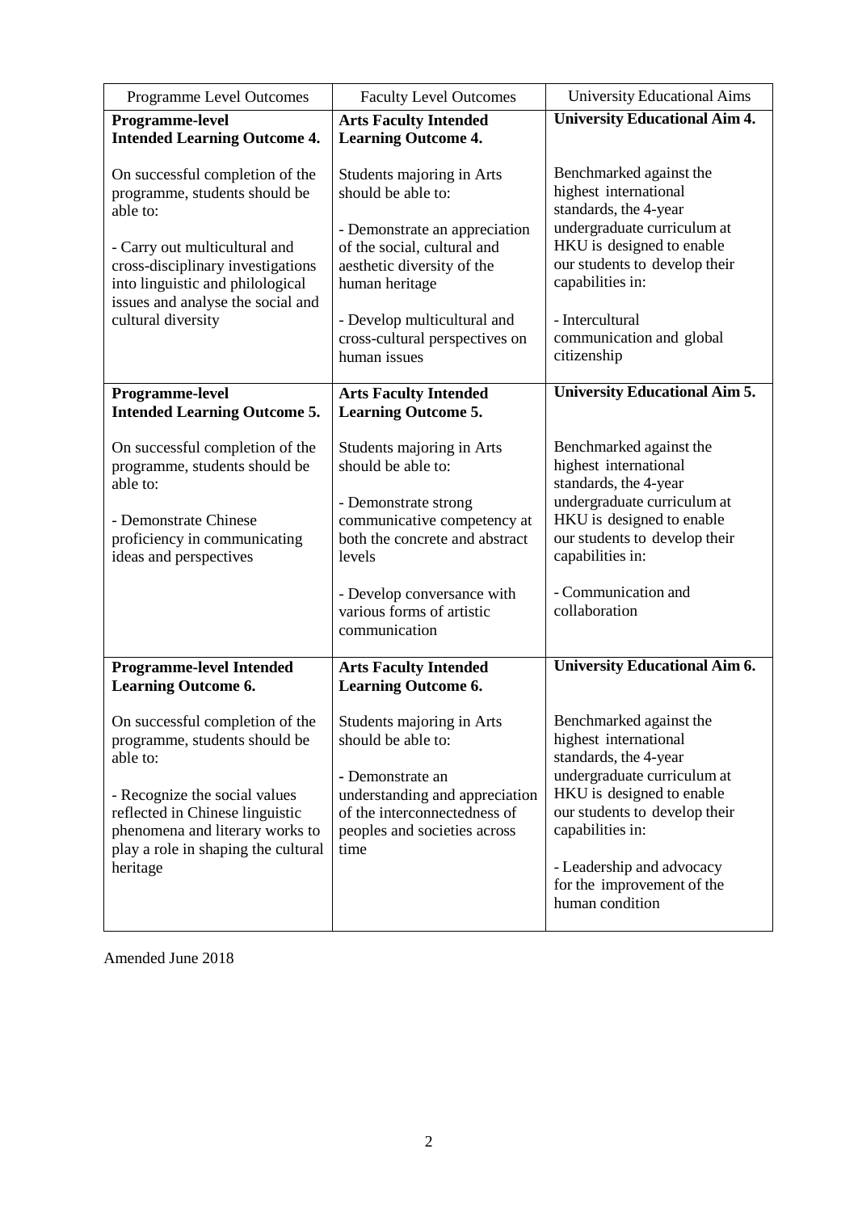| Programme Level Outcomes | Faculty Level Outcomes | University Educational Aims |
|---|---|---|
| **Programme-level Intended Learning Outcome 4.**<br><br>On successful completion of the programme, students should be able to:<br><br>- Carry out multicultural and cross-disciplinary investigations into linguistic and philological issues and analyse the social and cultural diversity | **Arts Faculty Intended Learning Outcome 4.**<br><br>Students majoring in Arts should be able to:<br><br>- Demonstrate an appreciation of the social, cultural and aesthetic diversity of the human heritage<br><br>- Develop multicultural and cross-cultural perspectives on human issues | **University Educational Aim 4.**<br><br>Benchmarked against the highest international standards, the 4-year undergraduate curriculum at HKU is designed to enable our students to develop their capabilities in:<br><br>- Intercultural communication and global citizenship |
| **Programme-level Intended Learning Outcome 5.**<br><br>On successful completion of the programme, students should be able to:<br><br>- Demonstrate Chinese proficiency in communicating ideas and perspectives | **Arts Faculty Intended Learning Outcome 5.**<br><br>Students majoring in Arts should be able to:<br><br>- Demonstrate strong communicative competency at both the concrete and abstract levels<br><br>- Develop conversance with various forms of artistic communication | **University Educational Aim 5.**<br><br>Benchmarked against the highest international standards, the 4-year undergraduate curriculum at HKU is designed to enable our students to develop their capabilities in:<br><br>- Communication and collaboration |
| **Programme-level Intended Learning Outcome 6.**<br><br>On successful completion of the programme, students should be able to:<br><br>- Recognize the social values reflected in Chinese linguistic phenomena and literary works to play a role in shaping the cultural heritage | **Arts Faculty Intended Learning Outcome 6.**<br><br>Students majoring in Arts should be able to:<br><br>- Demonstrate an understanding and appreciation of the interconnectedness of peoples and societies across time | **University Educational Aim 6.**<br><br>Benchmarked against the highest international standards, the 4-year undergraduate curriculum at HKU is designed to enable our students to develop their capabilities in:<br><br>- Leadership and advocacy for the improvement of the human condition |

Amended June 2018